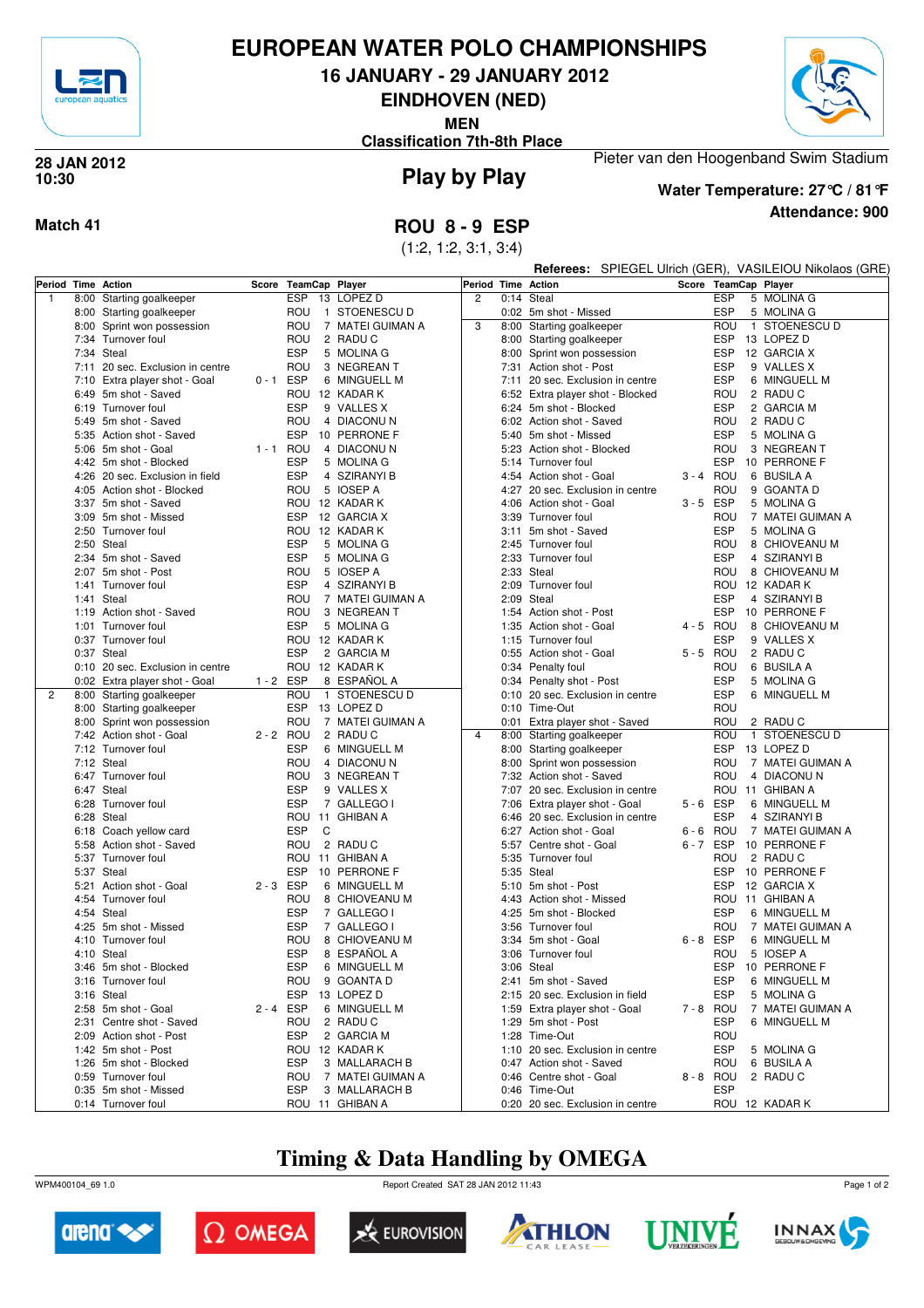# EUROPEAN WATER POLO CHAMPIONSHIPS

## 16 JANUARY - 29 JANUARY 2012

## EINDHOVEN (NED)

**MEN**

**Classification 7th-8th Place**

**28 JAN 2012**
**10:30**

## Play by Play

Pieter van den Hoogenband Swim Stadium

**Water Temperature: 27°C / 81°F**

**Attendance: 900**

**Match 41**

## ROU 8 - 9 ESP

(1:2, 1:2, 3:1, 3:4)

**Referees:** SPIEGEL Ulrich (GER), VASILEIOU Nikolaos (GRE)

| Period | Time | Action | Score | TeamCap | | Player |
|---|---|---|---|---|---|---|
| 1 | 8:00 | Starting goalkeeper | | ESP | 13 | LOPEZ D |
| | 8:00 | Starting goalkeeper | | ROU | 1 | STOENESCU D |
| | 8:00 | Sprint won possession | | ROU | 7 | MATEI GUIMAN A |
| | 7:34 | Turnover foul | | ROU | 2 | RADU C |
| | 7:34 | Steal | | ESP | 5 | MOLINA G |
| | 7:11 | 20 sec. Exclusion in centre | | ROU | 3 | NEGREAN T |
| | 7:10 | Extra player shot - Goal | 0 - 1 | ESP | 6 | MINGUELL M |
| | 6:49 | 5m shot - Saved | | ROU | 12 | KADAR K |
| | 6:19 | Turnover foul | | ESP | 9 | VALLES X |
| | 5:49 | 5m shot - Saved | | ROU | 4 | DIACONU N |
| | 5:35 | Action shot - Saved | | ESP | 10 | PERRONE F |
| | 5:06 | 5m shot - Goal | 1 - 1 | ROU | 4 | DIACONU N |
| | 4:42 | 5m shot - Blocked | | ESP | 5 | MOLINA G |
| | 4:26 | 20 sec. Exclusion in field | | ESP | 4 | SZIRANYI B |
| | 4:05 | Action shot - Blocked | | ROU | 5 | IOSEP A |
| | 3:37 | 5m shot - Saved | | ROU | 12 | KADAR K |
| | 3:09 | 5m shot - Missed | | ESP | 12 | GARCIA X |
| | 2:50 | Turnover foul | | ROU | 12 | KADAR K |
| | 2:50 | Steal | | ESP | 5 | MOLINA G |
| | 2:34 | 5m shot - Saved | | ESP | 5 | MOLINA G |
| | 2:07 | 5m shot - Post | | ROU | 5 | IOSEP A |
| | 1:41 | Turnover foul | | ESP | 4 | SZIRANYI B |
| | 1:41 | Steal | | ROU | 7 | MATEI GUIMAN A |
| | 1:19 | Action shot - Saved | | ROU | 3 | NEGREAN T |
| | 1:01 | Turnover foul | | ESP | 5 | MOLINA G |
| | 0:37 | Turnover foul | | ROU | 12 | KADAR K |
| | 0:37 | Steal | | ESP | 2 | GARCIA M |
| | 0:10 | 20 sec. Exclusion in centre | | ROU | 12 | KADAR K |
| | 0:02 | Extra player shot - Goal | 1 - 2 | ESP | 8 | ESPAÑOL A |
| 2 | 8:00 | Starting goalkeeper | | ROU | 1 | STOENESCU D |
| | 8:00 | Starting goalkeeper | | ESP | 13 | LOPEZ D |
| | 8:00 | Sprint won possession | | ROU | 7 | MATEI GUIMAN A |
| | 7:42 | Action shot - Goal | 2 - 2 | ROU | 2 | RADU C |
| | 7:12 | Turnover foul | | ESP | 6 | MINGUELL M |
| | 7:12 | Steal | | ROU | 4 | DIACONU N |
| | 6:47 | Turnover foul | | ROU | 3 | NEGREAN T |
| | 6:47 | Steal | | ESP | 9 | VALLES X |
| | 6:28 | Turnover foul | | ESP | 7 | GALLEGO I |
| | 6:28 | Steal | | ROU | 11 | GHIBAN A |
| | 6:18 | Coach yellow card | | ESP | C | |
| | 5:58 | Action shot - Saved | | ROU | 2 | RADU C |
| | 5:37 | Turnover foul | | ROU | 11 | GHIBAN A |
| | 5:37 | Steal | | ESP | 10 | PERRONE F |
| | 5:21 | Action shot - Goal | 2 - 3 | ESP | 6 | MINGUELL M |
| | 4:54 | Turnover foul | | ROU | 8 | CHIOVEANU M |
| | 4:54 | Steal | | ESP | 7 | GALLEGO I |
| | 4:25 | 5m shot - Missed | | ESP | 7 | GALLEGO I |
| | 4:10 | Turnover foul | | ROU | 8 | CHIOVEANU M |
| | 4:10 | Steal | | ESP | 8 | ESPAÑOL A |
| | 3:46 | 5m shot - Blocked | | ESP | 6 | MINGUELL M |
| | 3:16 | Turnover foul | | ROU | 9 | GOANTA D |
| | 3:16 | Steal | | ESP | 13 | LOPEZ D |
| | 2:58 | 5m shot - Goal | 2 - 4 | ESP | 6 | MINGUELL M |
| | 2:31 | Centre shot - Saved | | ROU | 2 | RADU C |
| | 2:09 | Action shot - Post | | ESP | 2 | GARCIA M |
| | 1:42 | 5m shot - Post | | ROU | 12 | KADAR K |
| | 1:26 | 5m shot - Blocked | | ESP | 3 | MALLARACH B |
| | 0:59 | Turnover foul | | ROU | 7 | MATEI GUIMAN A |
| | 0:35 | 5m shot - Missed | | ESP | 3 | MALLARACH B |
| | 0:14 | Turnover foul | | ROU | 11 | GHIBAN A |
| 2 | 0:14 | Steal | | ESP | 5 | MOLINA G |
| | 0:02 | 5m shot - Missed | | ESP | 5 | MOLINA G |
| 3 | 8:00 | Starting goalkeeper | | ROU | 1 | STOENESCU D |
| | 8:00 | Starting goalkeeper | | ESP | 13 | LOPEZ D |
| | 8:00 | Sprint won possession | | ESP | 12 | GARCIA X |
| | 7:31 | Action shot - Post | | ESP | 9 | VALLES X |
| | 7:11 | 20 sec. Exclusion in centre | | ESP | 6 | MINGUELL M |
| | 6:52 | Extra player shot - Blocked | | ROU | 2 | RADU C |
| | 6:24 | 5m shot - Blocked | | ESP | 2 | GARCIA M |
| | 6:02 | Action shot - Saved | | ROU | 2 | RADU C |
| | 5:40 | 5m shot - Missed | | ESP | 5 | MOLINA G |
| | 5:23 | Action shot - Blocked | | ROU | 3 | NEGREAN T |
| | 5:14 | Turnover foul | | ESP | 10 | PERRONE F |
| | 4:54 | Action shot - Goal | 3 - 4 | ROU | 6 | BUSILA A |
| | 4:27 | 20 sec. Exclusion in centre | | ROU | 9 | GOANTA D |
| | 4:06 | Action shot - Goal | 3 - 5 | ESP | 5 | MOLINA G |
| | 3:39 | Turnover foul | | ROU | 7 | MATEI GUIMAN A |
| | 3:11 | 5m shot - Saved | | ESP | 5 | MOLINA G |
| | 2:45 | Turnover foul | | ROU | 8 | CHIOVEANU M |
| | 2:33 | Turnover foul | | ESP | 4 | SZIRANYI B |
| | 2:33 | Steal | | ROU | 8 | CHIOVEANU M |
| | 2:09 | Turnover foul | | ROU | 12 | KADAR K |
| | 2:09 | Steal | | ESP | 4 | SZIRANYI B |
| | 1:54 | Action shot - Post | | ESP | 10 | PERRONE F |
| | 1:35 | Action shot - Goal | 4 - 5 | ROU | 8 | CHIOVEANU M |
| | 1:15 | Turnover foul | | ESP | 9 | VALLES X |
| | 0:55 | Action shot - Goal | 5 - 5 | ROU | 2 | RADU C |
| | 0:34 | Penalty foul | | ROU | 6 | BUSILA A |
| | 0:34 | Penalty shot - Post | | ESP | 5 | MOLINA G |
| | 0:10 | 20 sec. Exclusion in centre | | ESP | 6 | MINGUELL M |
| | 0:10 | Time-Out | | ROU | | |
| | 0:01 | Extra player shot - Saved | | ROU | 2 | RADU C |
| 4 | 8:00 | Starting goalkeeper | | ROU | 1 | STOENESCU D |
| | 8:00 | Starting goalkeeper | | ESP | 13 | LOPEZ D |
| | 8:00 | Sprint won possession | | ROU | 7 | MATEI GUIMAN A |
| | 7:32 | Action shot - Saved | | ROU | 4 | DIACONU N |
| | 7:07 | 20 sec. Exclusion in centre | | ROU | 11 | GHIBAN A |
| | 7:06 | Extra player shot - Goal | 5 - 6 | ESP | 6 | MINGUELL M |
| | 6:46 | 20 sec. Exclusion in centre | | ESP | 4 | SZIRANYI B |
| | 6:27 | Action shot - Goal | 6 - 6 | ROU | 7 | MATEI GUIMAN A |
| | 5:57 | Centre shot - Goal | 6 - 7 | ESP | 10 | PERRONE F |
| | 5:35 | Turnover foul | | ROU | 2 | RADU C |
| | 5:35 | Steal | | ESP | 10 | PERRONE F |
| | 5:10 | 5m shot - Post | | ESP | 12 | GARCIA X |
| | 4:43 | Action shot - Missed | | ROU | 11 | GHIBAN A |
| | 4:25 | 5m shot - Blocked | | ESP | 6 | MINGUELL M |
| | 3:56 | Turnover foul | | ROU | 7 | MATEI GUIMAN A |
| | 3:34 | 5m shot - Goal | 6 - 8 | ESP | 6 | MINGUELL M |
| | 3:06 | Turnover foul | | ROU | 5 | IOSEP A |
| | 3:06 | Steal | | ESP | 10 | PERRONE F |
| | 2:41 | 5m shot - Saved | | ESP | 6 | MINGUELL M |
| | 2:15 | 20 sec. Exclusion in field | | ESP | 5 | MOLINA G |
| | 1:59 | Extra player shot - Goal | 7 - 8 | ROU | 7 | MATEI GUIMAN A |
| | 1:29 | 5m shot - Post | | ESP | 6 | MINGUELL M |
| | 1:28 | Time-Out | | ROU | | |
| | 1:10 | 20 sec. Exclusion in centre | | ESP | 5 | MOLINA G |
| | 0:47 | Action shot - Saved | | ROU | 6 | BUSILA A |
| | 0:46 | Centre shot - Goal | 8 - 8 | ROU | 2 | RADU C |
| | 0:46 | Time-Out | | ESP | | |
| | 0:20 | 20 sec. Exclusion in centre | | ROU | 12 | KADAR K |

**Timing & Data Handling by OMEGA**

WPM400104_69 1.0 — Report Created SAT 28 JAN 2012 11:43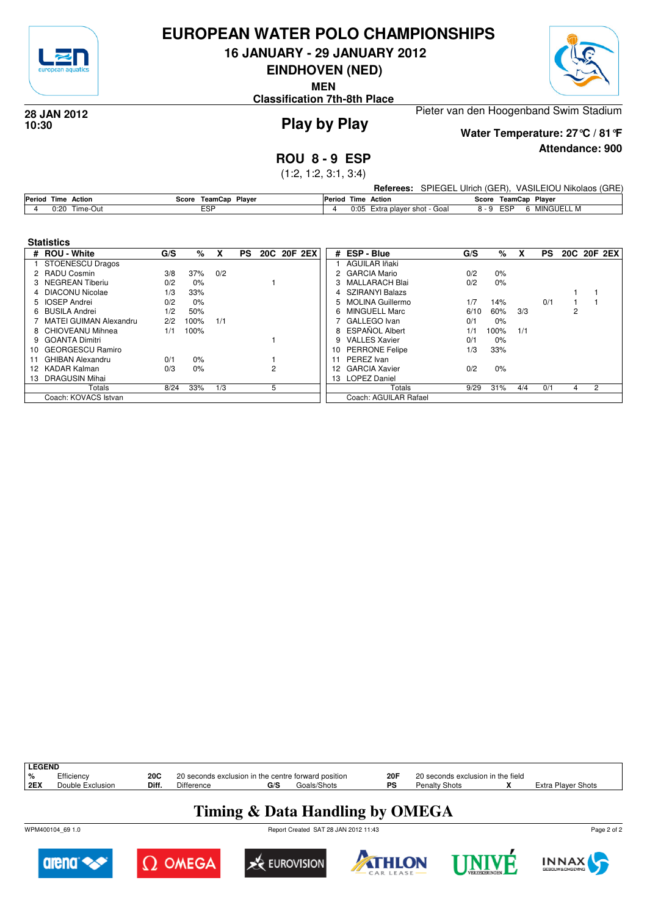# EUROPEAN WATER POLO CHAMPIONSHIPS

## 16 JANUARY - 29 JANUARY 2012

## EINDHOVEN (NED)

**MEN**

**Classification 7th-8th Place**

**28 JAN 2012**
**10:30**

## Play by Play

Pieter van den Hoogenband Swim Stadium

**Water Temperature: 27°C / 81°F**

**Attendance: 900**

## ROU 8 - 9 ESP

(1:2, 1:2, 3:1, 3:4)

**Referees:** SPIEGEL Ulrich (GER), VASILEIOU Nikolaos (GRE)

| Period | Time | Action | Score | TeamCap | Player | Period | Time | Action | Score | TeamCap | Player |
|---|---|---|---|---|---|---|---|---|---|---|---|
| 4 | 0:20 | Time-Out | | ESP | | 4 | 0:05 | Extra player shot - Goal | 8 - 9 | ESP | 6 MINGUELL M |

### Statistics

| # | ROU - White | G/S | % | X | PS | 20C | 20F | 2EX |
|---|---|---|---|---|---|---|---|---|
| 1 | STOENESCU Dragos | | | | | | | |
| 2 | RADU Cosmin | 3/8 | 37% | 0/2 | | | | |
| 3 | NEGREAN Tiberiu | 0/2 | 0% | | | | 1 | |
| 4 | DIACONU Nicolae | 1/3 | 33% | | | | | |
| 5 | IOSEP Andrei | 0/2 | 0% | | | | | |
| 6 | BUSILA Andrei | 1/2 | 50% | | | | | |
| 7 | MATEI GUIMAN Alexandru | 2/2 | 100% | 1/1 | | | | |
| 8 | CHIOVEANU Mihnea | 1/1 | 100% | | | | | |
| 9 | GOANTA Dimitri | | | | | | 1 | |
| 10 | GEORGESCU Ramiro | | | | | | | |
| 11 | GHIBAN Alexandru | 0/1 | 0% | | | | 1 | |
| 12 | KADAR Kalman | 0/3 | 0% | | | | 2 | |
| 13 | DRAGUSIN Mihai | | | | | | | |
| | Totals | 8/24 | 33% | 1/3 | | | 5 | |
| | Coach: KOVACS Istvan | | | | | | | |

| # | ESP - Blue | G/S | % | X | PS | 20C | 20F | 2EX |
|---|---|---|---|---|---|---|---|---|
| 1 | AGUILAR Iñaki | | | | | | | |
| 2 | GARCIA Mario | 0/2 | 0% | | | | | |
| 3 | MALLARACH Blai | 0/2 | 0% | | | | | |
| 4 | SZIRANYI Balazs | | | | | | 1 | 1 |
| 5 | MOLINA Guillermo | 1/7 | 14% | | 0/1 | | 1 | 1 |
| 6 | MINGUELL Marc | 6/10 | 60% | 3/3 | | | 2 | |
| 7 | GALLEGO Ivan | 0/1 | 0% | | | | | |
| 8 | ESPAÑOL Albert | 1/1 | 100% | 1/1 | | | | |
| 9 | VALLES Xavier | 0/1 | 0% | | | | | |
| 10 | PERRONE Felipe | 1/3 | 33% | | | | | |
| 11 | PEREZ Ivan | | | | | | | |
| 12 | GARCIA Xavier | 0/2 | 0% | | | | | |
| 13 | LOPEZ Daniel | | | | | | | |
| | Totals | 9/29 | 31% | 4/4 | 0/1 | | 4 | 2 |
| | Coach: AGUILAR Rafael | | | | | | | |

**LEGEND**

| | | | | | | | |
|---|---|---|---|---|---|---|---|
| % | Efficiency | 20C | 20 seconds exclusion in the centre forward position | | | 20F | 20 seconds exclusion in the field |
| 2EX | Double Exclusion | Diff. | Difference | G/S | Goals/Shots | PS | Penalty Shots | X | Extra Player Shots |

## Timing & Data Handling by OMEGA

WPM400104_69 1.0 Report Created SAT 28 JAN 2012 11:43